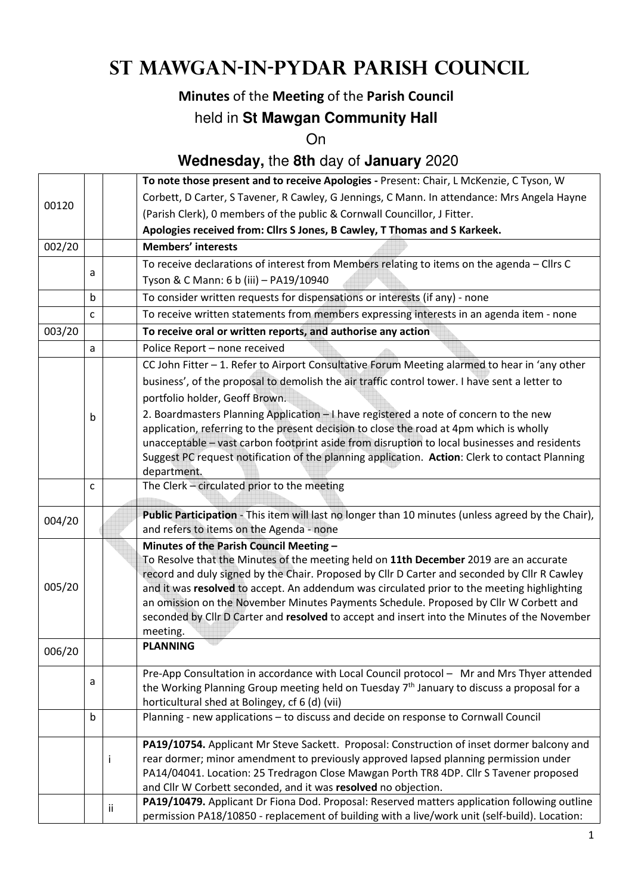# St Mawgan-in-Pydar Parish Council

**Minutes** of the **Meeting** of the **Parish Council**

held in **St Mawgan Community Hall**

On

**Wednesday,** the **8th** day of **January** 2020

| | | | |
|---|---|---|---|
| 00120 | | | **To note those present and to receive Apologies -** Present: Chair, L McKenzie, C Tyson, W Corbett, D Carter, S Tavener, R Cawley, G Jennings, C Mann. In attendance: Mrs Angela Hayne (Parish Clerk), 0 members of the public & Cornwall Councillor, J Fitter. **Apologies received from: Cllrs S Jones, B Cawley, T Thomas and S Karkeek.** |
| 002/20 | | | **Members' interests** |
| | a | | To receive declarations of interest from Members relating to items on the agenda – Cllrs C Tyson & C Mann: 6 b (iii) – PA19/10940 |
| | b | | To consider written requests for dispensations or interests (if any) - none |
| | c | | To receive written statements from members expressing interests in an agenda item - none |
| 003/20 | | | **To receive oral or written reports, and authorise any action** |
| | a | | Police Report – none received |
| | b | | CC John Fitter – 1. Refer to Airport Consultative Forum Meeting alarmed to hear in 'any other business', of the proposal to demolish the air traffic control tower. I have sent a letter to portfolio holder, Geoff Brown. 2. Boardmasters Planning Application – I have registered a note of concern to the new application, referring to the present decision to close the road at 4pm which is wholly unacceptable – vast carbon footprint aside from disruption to local businesses and residents Suggest PC request notification of the planning application. **Action**: Clerk to contact Planning department. |
| | c | | The Clerk – circulated prior to the meeting |
| 004/20 | | | **Public Participation** - This item will last no longer than 10 minutes (unless agreed by the Chair), and refers to items on the Agenda - none |
| 005/20 | | | **Minutes of the Parish Council Meeting –** To Resolve that the Minutes of the meeting held on **11th December** 2019 are an accurate record and duly signed by the Chair. Proposed by Cllr D Carter and seconded by Cllr R Cawley and it was **resolved** to accept. An addendum was circulated prior to the meeting highlighting an omission on the November Minutes Payments Schedule. Proposed by Cllr W Corbett and seconded by Cllr D Carter and **resolved** to accept and insert into the Minutes of the November meeting. |
| 006/20 | | | **PLANNING** |
| | a | | Pre-App Consultation in accordance with Local Council protocol – Mr and Mrs Thyer attended the Working Planning Group meeting held on Tuesday 7th January to discuss a proposal for a horticultural shed at Bolingey, cf 6 (d) (vii) |
| | b | | Planning - new applications – to discuss and decide on response to Cornwall Council |
| | | i | **PA19/10754.** Applicant Mr Steve Sackett. Proposal: Construction of inset dormer balcony and rear dormer; minor amendment to previously approved lapsed planning permission under PA14/04041. Location: 25 Tredragon Close Mawgan Porth TR8 4DP. Cllr S Tavener proposed and Cllr W Corbett seconded, and it was **resolved** no objection. |
| | | ii | **PA19/10479.** Applicant Dr Fiona Dod. Proposal: Reserved matters application following outline permission PA18/10850 - replacement of building with a live/work unit (self-build). Location: |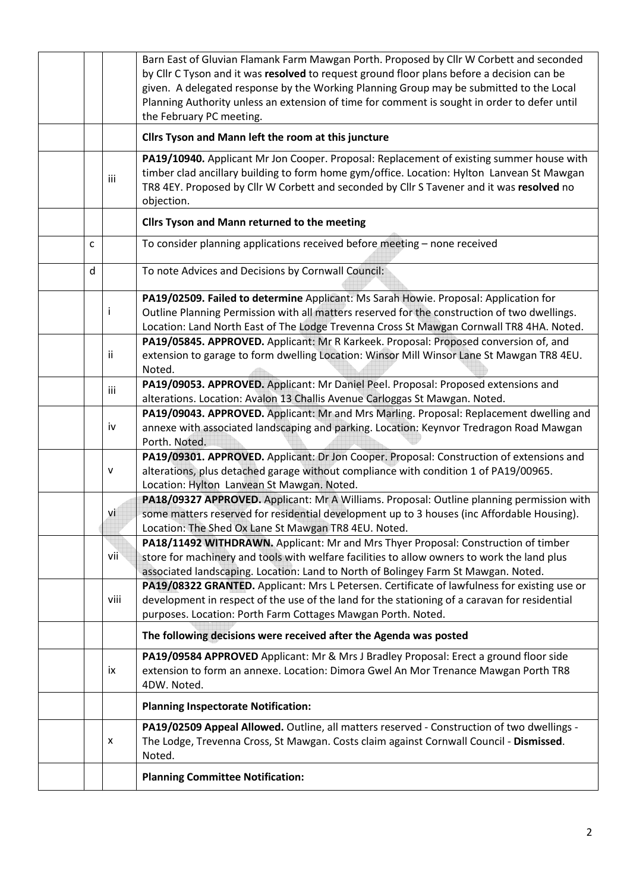| | | | |
|---|---|---|---|
| | | | Barn East of Gluvian Flamank Farm Mawgan Porth. Proposed by Cllr W Corbett and seconded by Cllr C Tyson and it was **resolved** to request ground floor plans before a decision can be given. A delegated response by the Working Planning Group may be submitted to the Local Planning Authority unless an extension of time for comment is sought in order to defer until the February PC meeting. |
| | | | **Cllrs Tyson and Mann left the room at this juncture** |
| | | iii | **PA19/10940.** Applicant Mr Jon Cooper. Proposal: Replacement of existing summer house with timber clad ancillary building to form home gym/office. Location: Hylton Lanvean St Mawgan TR8 4EY. Proposed by Cllr W Corbett and seconded by Cllr S Tavener and it was **resolved** no objection. |
| | | | **Cllrs Tyson and Mann returned to the meeting** |
| | c | | To consider planning applications received before meeting – none received |
| | d | | To note Advices and Decisions by Cornwall Council: |
| | | i | **PA19/02509. Failed to determine** Applicant: Ms Sarah Howie. Proposal: Application for Outline Planning Permission with all matters reserved for the construction of two dwellings. Location: Land North East of The Lodge Trevenna Cross St Mawgan Cornwall TR8 4HA. Noted. |
| | | ii | **PA19/05845. APPROVED.** Applicant: Mr R Karkeek. Proposal: Proposed conversion of, and extension to garage to form dwelling Location: Winsor Mill Winsor Lane St Mawgan TR8 4EU. Noted. |
| | | iii | **PA19/09053. APPROVED.** Applicant: Mr Daniel Peel. Proposal: Proposed extensions and alterations. Location: Avalon 13 Challis Avenue Carloggas St Mawgan. Noted. |
| | | iv | **PA19/09043. APPROVED.** Applicant: Mr and Mrs Marling. Proposal: Replacement dwelling and annexe with associated landscaping and parking. Location: Keynvor Tredragon Road Mawgan Porth. Noted. |
| | | v | **PA19/09301. APPROVED.** Applicant: Dr Jon Cooper. Proposal: Construction of extensions and alterations, plus detached garage without compliance with condition 1 of PA19/00965. Location: Hylton Lanvean St Mawgan. Noted. |
| | | vi | **PA18/09327 APPROVED.** Applicant: Mr A Williams. Proposal: Outline planning permission with some matters reserved for residential development up to 3 houses (inc Affordable Housing). Location: The Shed Ox Lane St Mawgan TR8 4EU. Noted. |
| | | vii | **PA18/11492 WITHDRAWN.** Applicant: Mr and Mrs Thyer Proposal: Construction of timber store for machinery and tools with welfare facilities to allow owners to work the land plus associated landscaping. Location: Land to North of Bolingey Farm St Mawgan. Noted. |
| | | viii | **PA19/08322 GRANTED.** Applicant: Mrs L Petersen. Certificate of lawfulness for existing use or development in respect of the use of the land for the stationing of a caravan for residential purposes. Location: Porth Farm Cottages Mawgan Porth. Noted. |
| | | | **The following decisions were received after the Agenda was posted** |
| | | ix | **PA19/09584 APPROVED** Applicant: Mr & Mrs J Bradley Proposal: Erect a ground floor side extension to form an annexe. Location: Dimora Gwel An Mor Trenance Mawgan Porth TR8 4DW. Noted. |
| | | | **Planning Inspectorate Notification:** |
| | | x | **PA19/02509 Appeal Allowed.** Outline, all matters reserved - Construction of two dwellings - The Lodge, Trevenna Cross, St Mawgan. Costs claim against Cornwall Council - **Dismissed**. Noted. |
| | | | **Planning Committee Notification:** |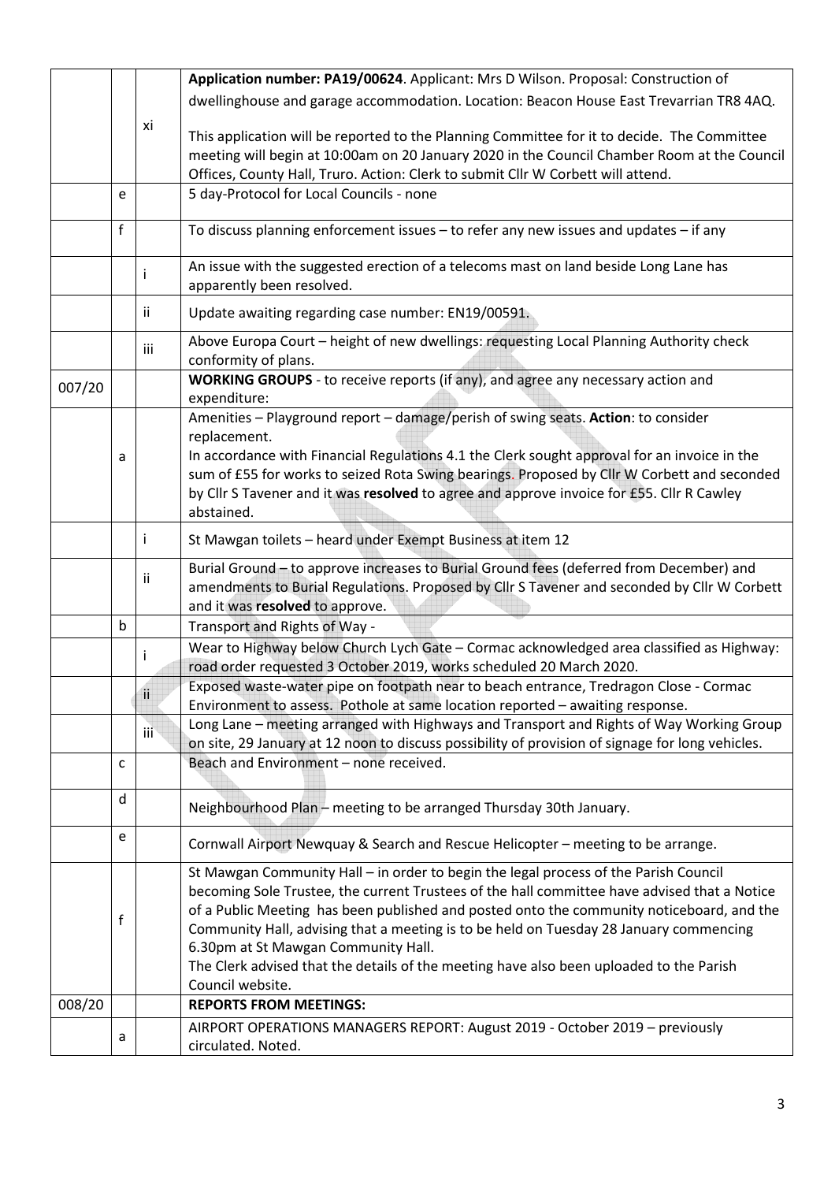| | | | |
|---|---|---|---|
| | | xi | **Application number: PA19/00624**. Applicant: Mrs D Wilson. Proposal: Construction of dwellinghouse and garage accommodation. Location: Beacon House East Trevarrian TR8 4AQ.<br><br>This application will be reported to the Planning Committee for it to decide. The Committee meeting will begin at 10:00am on 20 January 2020 in the Council Chamber Room at the Council Offices, County Hall, Truro. Action: Clerk to submit Cllr W Corbett will attend. |
| | e | | 5 day-Protocol for Local Councils - none |
| | f | | To discuss planning enforcement issues – to refer any new issues and updates – if any |
| | | i | An issue with the suggested erection of a telecoms mast on land beside Long Lane has apparently been resolved. |
| | | ii | Update awaiting regarding case number: EN19/00591. |
| | | iii | Above Europa Court – height of new dwellings: requesting Local Planning Authority check conformity of plans. |
| 007/20 | | | **WORKING GROUPS** - to receive reports (if any), and agree any necessary action and expenditure: |
| | a | | Amenities – Playground report – damage/perish of swing seats. **Action**: to consider replacement.<br>In accordance with Financial Regulations 4.1 the Clerk sought approval for an invoice in the sum of £55 for works to seized Rota Swing bearings. Proposed by Cllr W Corbett and seconded by Cllr S Tavener and it was **resolved** to agree and approve invoice for £55. Cllr R Cawley abstained. |
| | | i | St Mawgan toilets – heard under Exempt Business at item 12 |
| | | ii | Burial Ground – to approve increases to Burial Ground fees (deferred from December) and amendments to Burial Regulations. Proposed by Cllr S Tavener and seconded by Cllr W Corbett and it was **resolved** to approve. |
| | b | | Transport and Rights of Way - |
| | | i | Wear to Highway below Church Lych Gate – Cormac acknowledged area classified as Highway: road order requested 3 October 2019, works scheduled 20 March 2020. |
| | | ii | Exposed waste-water pipe on footpath near to beach entrance, Tredragon Close - Cormac Environment to assess. Pothole at same location reported – awaiting response. |
| | | iii | Long Lane – meeting arranged with Highways and Transport and Rights of Way Working Group on site, 29 January at 12 noon to discuss possibility of provision of signage for long vehicles. |
| | c | | Beach and Environment – none received. |
| | d | | Neighbourhood Plan – meeting to be arranged Thursday 30th January. |
| | e | | Cornwall Airport Newquay & Search and Rescue Helicopter – meeting to be arrange. |
| | f | | St Mawgan Community Hall – in order to begin the legal process of the Parish Council becoming Sole Trustee, the current Trustees of the hall committee have advised that a Notice of a Public Meeting has been published and posted onto the community noticeboard, and the Community Hall, advising that a meeting is to be held on Tuesday 28 January commencing 6.30pm at St Mawgan Community Hall.<br>The Clerk advised that the details of the meeting have also been uploaded to the Parish Council website. |
| 008/20 | | | **REPORTS FROM MEETINGS:** |
| | a | | AIRPORT OPERATIONS MANAGERS REPORT: August 2019 - October 2019 – previously circulated. Noted. |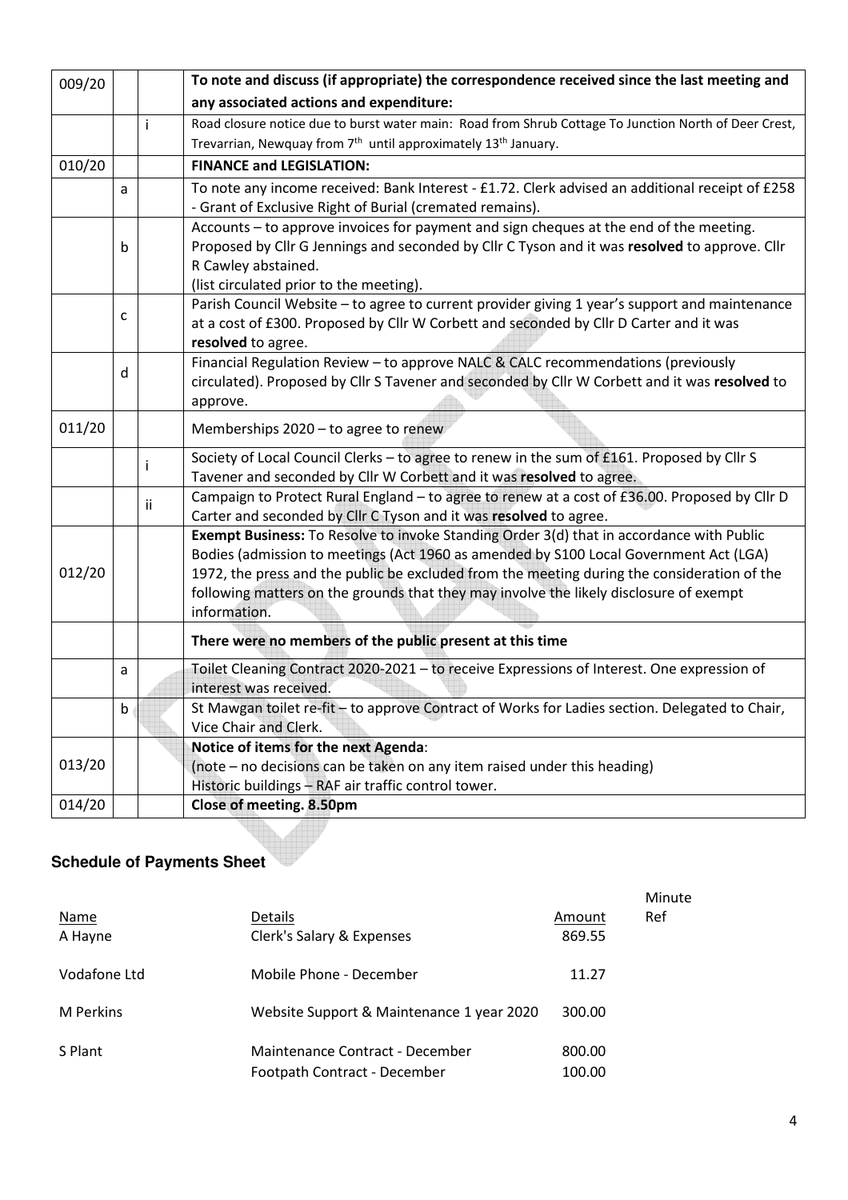| | | | |
|---|---|---|---|
| 009/20 | | | **To note and discuss (if appropriate) the correspondence received since the last meeting and any associated actions and expenditure:** |
| | | i | Road closure notice due to burst water main: Road from Shrub Cottage To Junction North of Deer Crest, Trevarrian, Newquay from 7th until approximately 13th January. |
| 010/20 | | | **FINANCE and LEGISLATION:** |
| | a | | To note any income received: Bank Interest - £1.72. Clerk advised an additional receipt of £258 - Grant of Exclusive Right of Burial (cremated remains). |
| | b | | Accounts – to approve invoices for payment and sign cheques at the end of the meeting. Proposed by Cllr G Jennings and seconded by Cllr C Tyson and it was **resolved** to approve. Cllr R Cawley abstained. (list circulated prior to the meeting). |
| | c | | Parish Council Website – to agree to current provider giving 1 year's support and maintenance at a cost of £300. Proposed by Cllr W Corbett and seconded by Cllr D Carter and it was **resolved** to agree. |
| | d | | Financial Regulation Review – to approve NALC & CALC recommendations (previously circulated). Proposed by Cllr S Tavener and seconded by Cllr W Corbett and it was **resolved** to approve. |
| 011/20 | | | Memberships 2020 – to agree to renew |
| | | i | Society of Local Council Clerks – to agree to renew in the sum of £161. Proposed by Cllr S Tavener and seconded by Cllr W Corbett and it was **resolved** to agree. |
| | | ii | Campaign to Protect Rural England – to agree to renew at a cost of £36.00. Proposed by Cllr D Carter and seconded by Cllr C Tyson and it was **resolved** to agree. |
| 012/20 | | | **Exempt Business:** To Resolve to invoke Standing Order 3(d) that in accordance with Public Bodies (admission to meetings (Act 1960 as amended by S100 Local Government Act (LGA) 1972, the press and the public be excluded from the meeting during the consideration of the following matters on the grounds that they may involve the likely disclosure of exempt information. |
| | | | **There were no members of the public present at this time** |
| | a | | Toilet Cleaning Contract 2020-2021 – to receive Expressions of Interest. One expression of interest was received. |
| | b | | St Mawgan toilet re-fit – to approve Contract of Works for Ladies section. Delegated to Chair, Vice Chair and Clerk. |
| 013/20 | | | **Notice of items for the next Agenda**: (note – no decisions can be taken on any item raised under this heading) Historic buildings – RAF air traffic control tower. |
| 014/20 | | | **Close of meeting. 8.50pm** |

## Schedule of Payments Sheet

| Name | Details | Amount | Minute Ref |
|---|---|---|---|
| A Hayne | Clerk's Salary & Expenses | 869.55 | |
| Vodafone Ltd | Mobile Phone - December | 11.27 | |
| M Perkins | Website Support & Maintenance 1 year 2020 | 300.00 | |
| S Plant | Maintenance Contract - December | 800.00 | |
| | Footpath Contract - December | 100.00 | |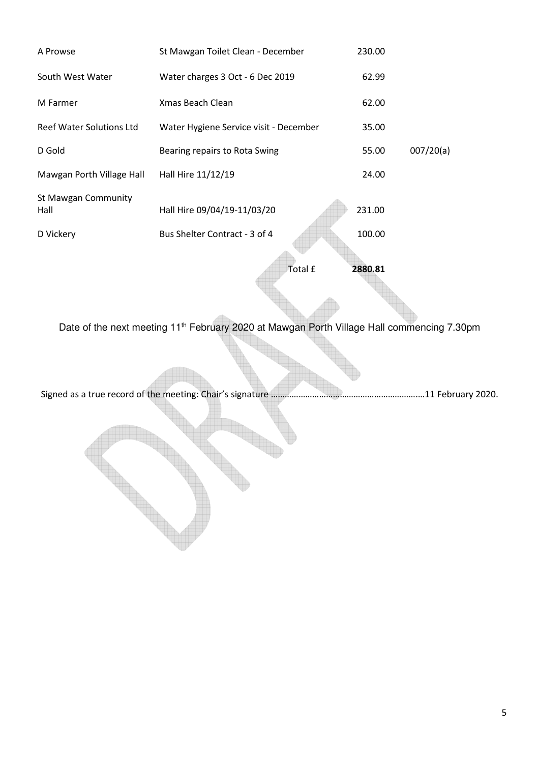| | | | |
|---|---|---|---|
| A Prowse | St Mawgan Toilet Clean - December | 230.00 | |
| South West Water | Water charges 3 Oct - 6 Dec 2019 | 62.99 | |
| M Farmer | Xmas Beach Clean | 62.00 | |
| Reef Water Solutions Ltd | Water Hygiene Service visit - December | 35.00 | |
| D Gold | Bearing repairs to Rota Swing | 55.00 | 007/20(a) |
| Mawgan Porth Village Hall | Hall Hire 11/12/19 | 24.00 | |
| St Mawgan Community Hall | Hall Hire 09/04/19-11/03/20 | 231.00 | |
| D Vickery | Bus Shelter Contract - 3 of 4 | 100.00 | |
| | Total £ | **2880.81** | |

Date of the next meeting 11th February 2020 at Mawgan Porth Village Hall commencing 7.30pm

Signed as a true record of the meeting: Chair's signature ……………………………………………………………11 February 2020.

DRAFT